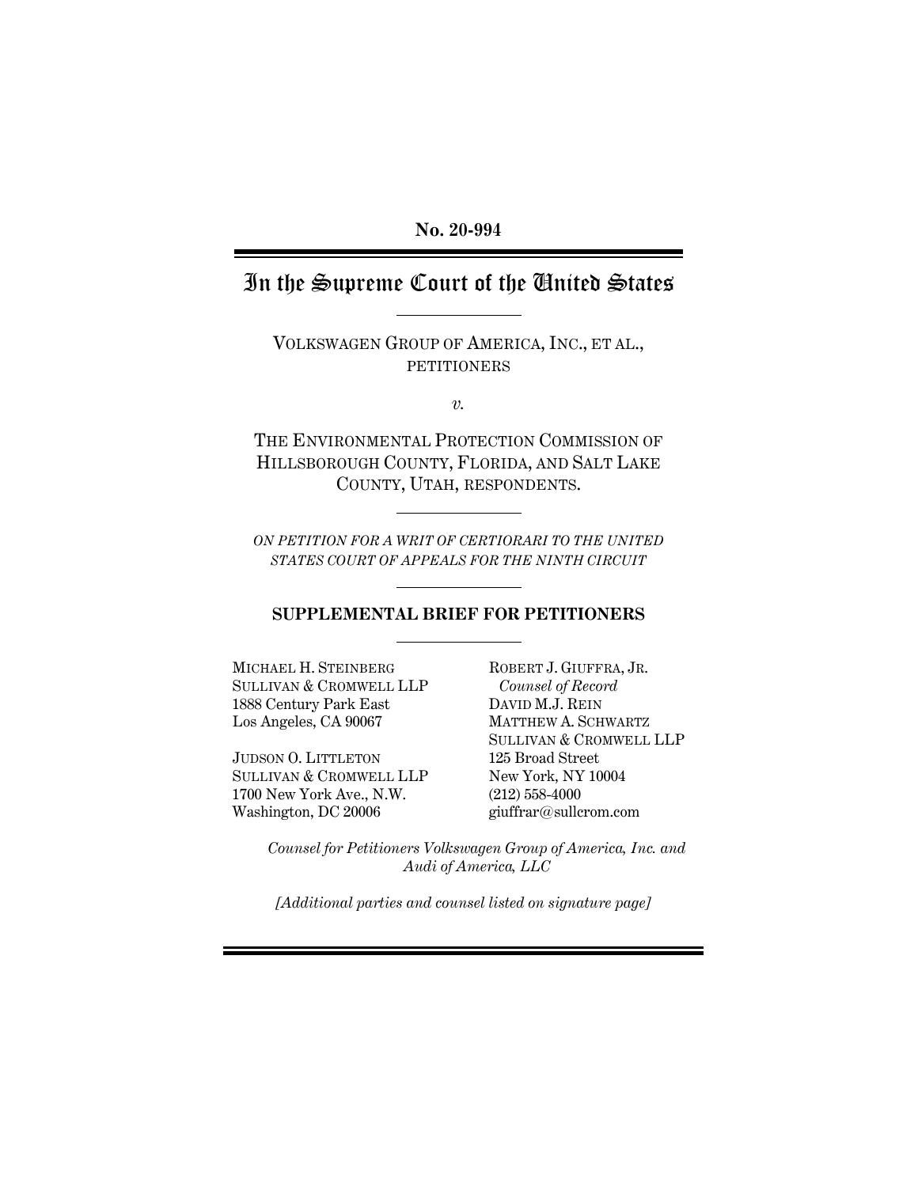**No. 20-994**

# In the Supreme Court of the United States

VOLKSWAGEN GROUP OF AMERICA, INC., ET AL.,
PETITIONERS

*v.*

THE ENVIRONMENTAL PROTECTION COMMISSION OF HILLSBOROUGH COUNTY, FLORIDA, AND SALT LAKE COUNTY, UTAH, RESPONDENTS.

*ON PETITION FOR A WRIT OF CERTIORARI TO THE UNITED STATES COURT OF APPEALS FOR THE NINTH CIRCUIT*

## SUPPLEMENTAL BRIEF FOR PETITIONERS

MICHAEL H. STEINBERG
SULLIVAN & CROMWELL LLP
1888 Century Park East
Los Angeles, CA 90067

JUDSON O. LITTLETON
SULLIVAN & CROMWELL LLP
1700 New York Ave., N.W.
Washington, DC 20006

ROBERT J. GIUFFRA, JR.
*Counsel of Record*
DAVID M.J. REIN
MATTHEW A. SCHWARTZ
SULLIVAN & CROMWELL LLP
125 Broad Street
New York, NY 10004
(212) 558-4000
giuffrar@sullcrom.com

*Counsel for Petitioners Volkswagen Group of America, Inc. and Audi of America, LLC*

*[Additional parties and counsel listed on signature page]*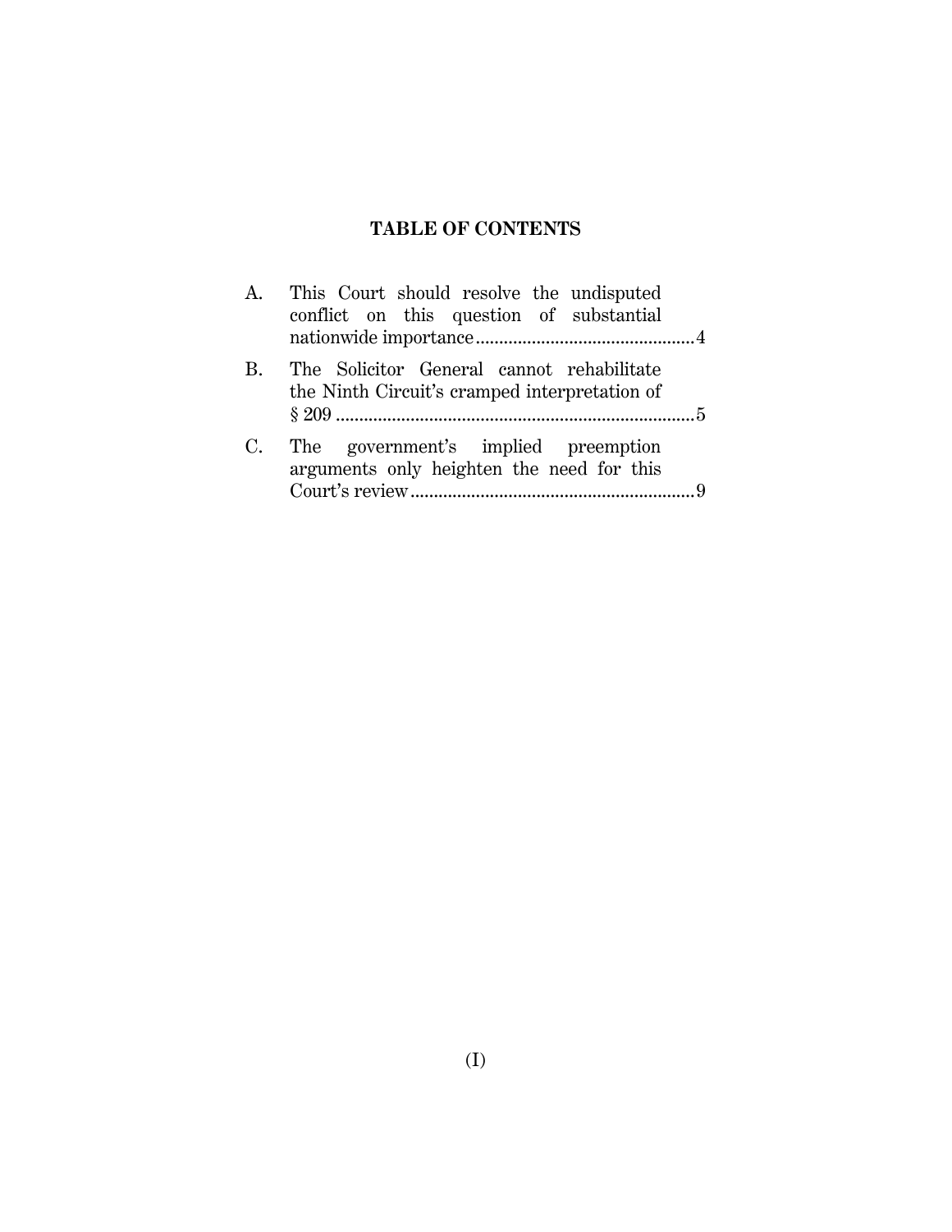## TABLE OF CONTENTS

A. This Court should resolve the undisputed conflict on this question of substantial nationwide importance .......... 4

B. The Solicitor General cannot rehabilitate the Ninth Circuit's cramped interpretation of § 209 .......... 5

C. The government's implied preemption arguments only heighten the need for this Court's review .......... 9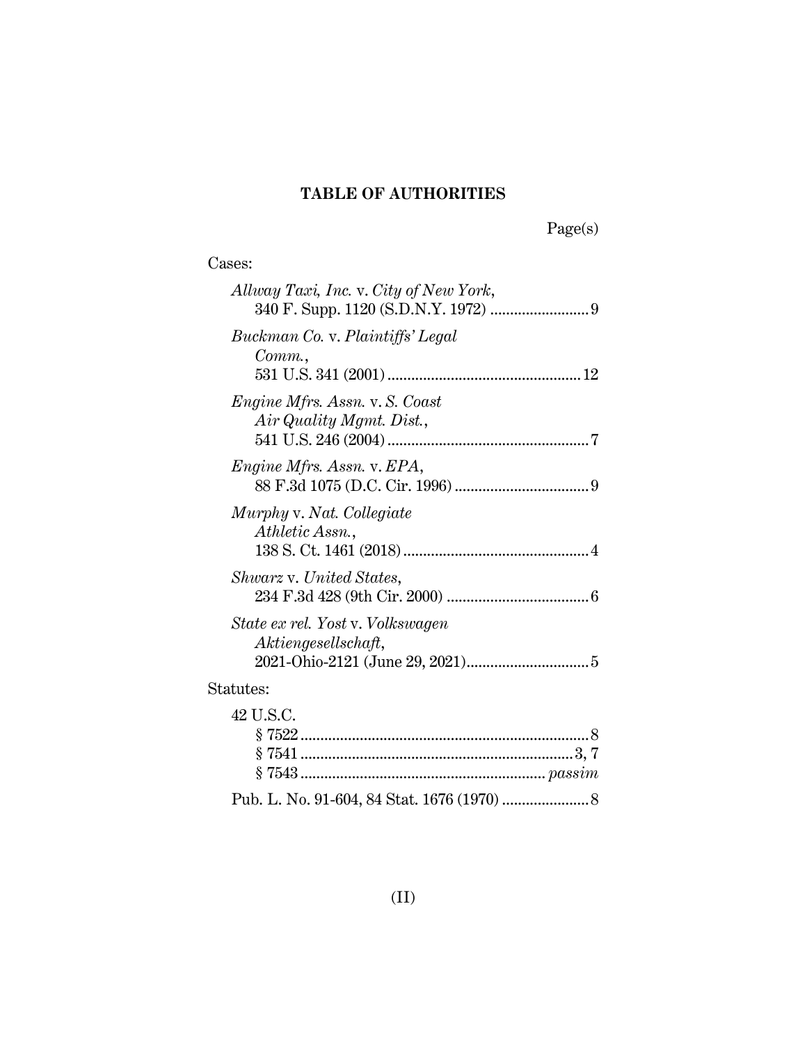**TABLE OF AUTHORITIES**

Page(s)

Cases:

*Allway Taxi, Inc.* v. *City of New York*, 340 F. Supp. 1120 (S.D.N.Y. 1972) ........................ 9

*Buckman Co.* v. *Plaintiffs' Legal Comm.*, 531 U.S. 341 (2001) ................................................ 12

*Engine Mfrs. Assn.* v. *S. Coast Air Quality Mgmt. Dist.*, 541 U.S. 246 (2004) .................................................. 7

*Engine Mfrs. Assn.* v. *EPA*, 88 F.3d 1075 (D.C. Cir. 1996) ................................. 9

*Murphy* v. *Nat. Collegiate Athletic Assn.*, 138 S. Ct. 1461 (2018) ............................................... 4

*Shwarz* v. *United States*, 234 F.3d 428 (9th Cir. 2000) .................................... 6

*State ex rel. Yost* v. *Volkswagen Aktiengesellschaft*, 2021-Ohio-2121 (June 29, 2021)............................... 5

Statutes:

42 U.S.C.
- § 7522 ........................................................................ 8
- § 7541 ..................................................................... 3, 7
- § 7543 ............................................................. *passim*

Pub. L. No. 91-604, 84 Stat. 1676 (1970) ..................... 8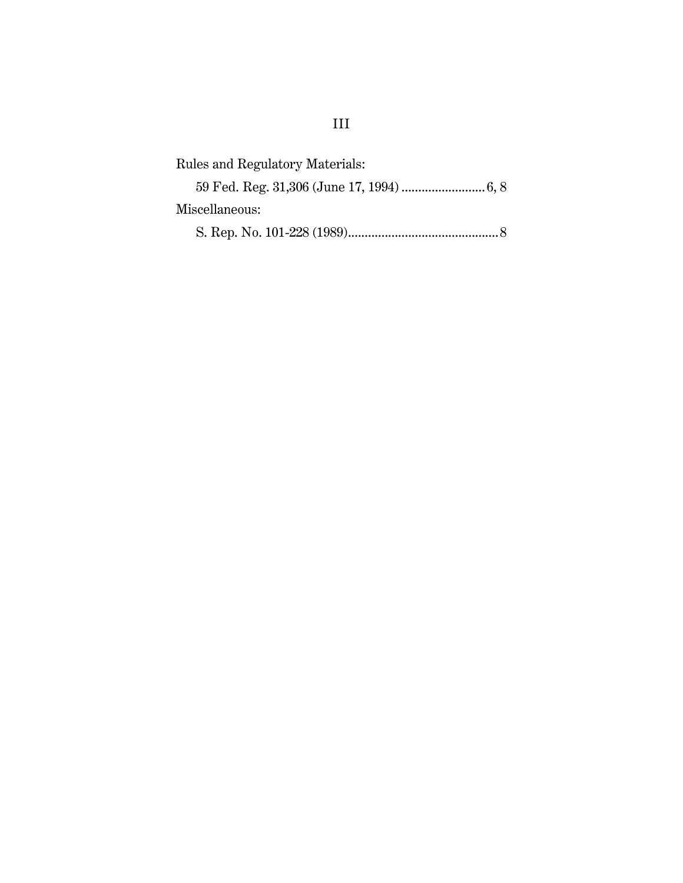Rules and Regulatory Materials:

59 Fed. Reg. 31,306 (June 17, 1994) ......................... 6, 8

Miscellaneous:

S. Rep. No. 101-228 (1989)............................................. 8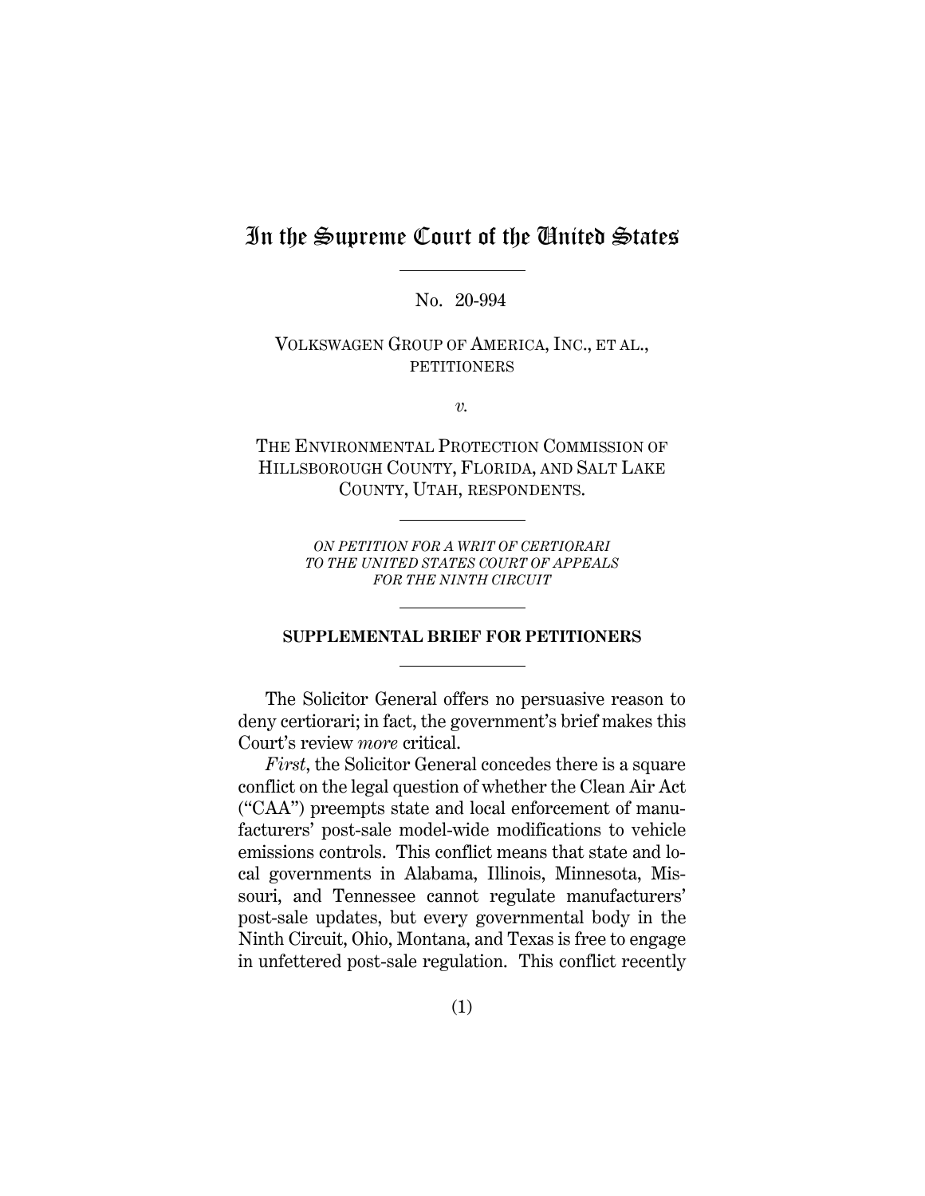# In the Supreme Court of the United States

No. 20-994

VOLKSWAGEN GROUP OF AMERICA, INC., ET AL., PETITIONERS

*v.*

THE ENVIRONMENTAL PROTECTION COMMISSION OF HILLSBOROUGH COUNTY, FLORIDA, AND SALT LAKE COUNTY, UTAH, RESPONDENTS.

*ON PETITION FOR A WRIT OF CERTIORARI TO THE UNITED STATES COURT OF APPEALS FOR THE NINTH CIRCUIT*

**SUPPLEMENTAL BRIEF FOR PETITIONERS**

The Solicitor General offers no persuasive reason to deny certiorari; in fact, the government's brief makes this Court's review *more* critical.

*First*, the Solicitor General concedes there is a square conflict on the legal question of whether the Clean Air Act ("CAA") preempts state and local enforcement of manufacturers' post-sale model-wide modifications to vehicle emissions controls. This conflict means that state and local governments in Alabama, Illinois, Minnesota, Missouri, and Tennessee cannot regulate manufacturers' post-sale updates, but every governmental body in the Ninth Circuit, Ohio, Montana, and Texas is free to engage in unfettered post-sale regulation. This conflict recently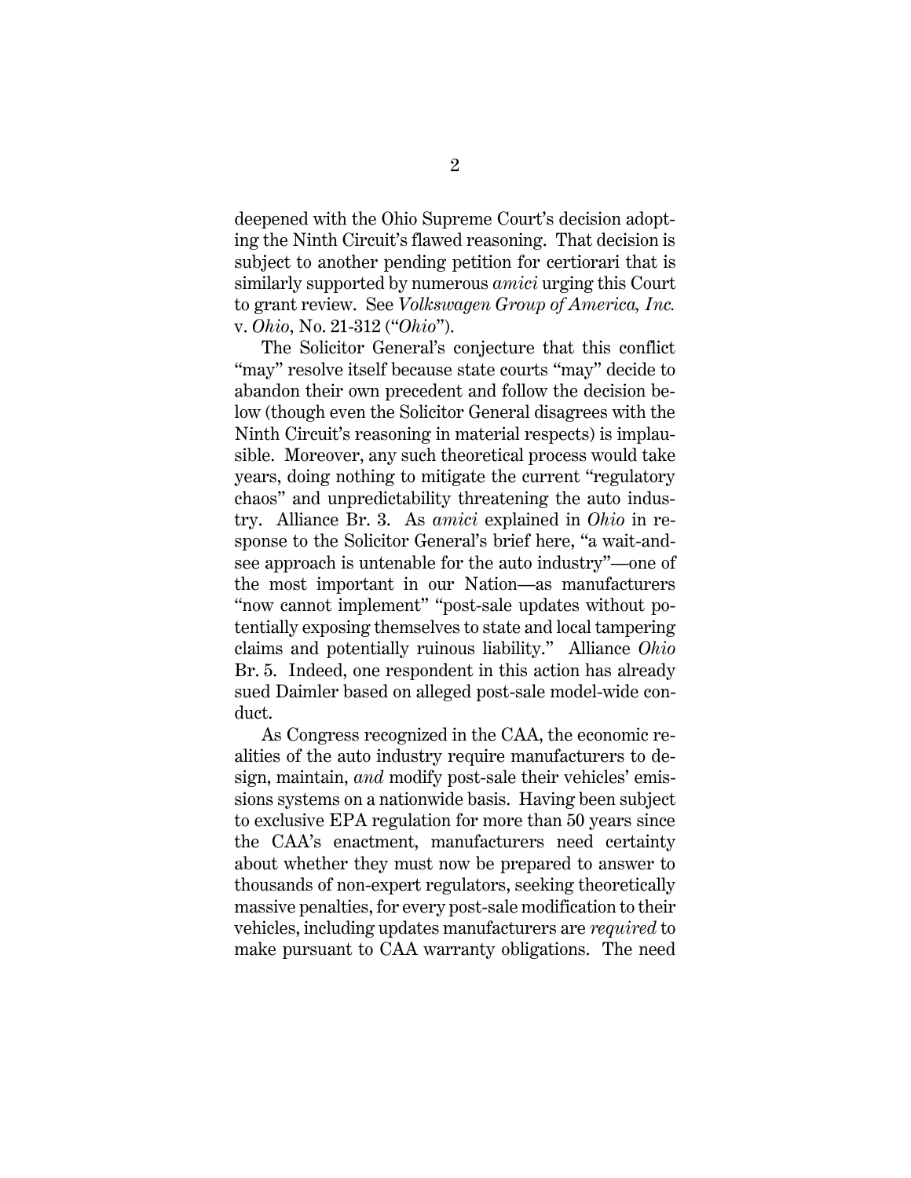deepened with the Ohio Supreme Court's decision adopting the Ninth Circuit's flawed reasoning. That decision is subject to another pending petition for certiorari that is similarly supported by numerous *amici* urging this Court to grant review. See *Volkswagen Group of America, Inc.* v. *Ohio*, No. 21-312 ("*Ohio*").

The Solicitor General's conjecture that this conflict "may" resolve itself because state courts "may" decide to abandon their own precedent and follow the decision below (though even the Solicitor General disagrees with the Ninth Circuit's reasoning in material respects) is implausible. Moreover, any such theoretical process would take years, doing nothing to mitigate the current "regulatory chaos" and unpredictability threatening the auto industry. Alliance Br. 3. As *amici* explained in *Ohio* in response to the Solicitor General's brief here, "a wait-and-see approach is untenable for the auto industry"—one of the most important in our Nation—as manufacturers "now cannot implement" "post-sale updates without potentially exposing themselves to state and local tampering claims and potentially ruinous liability." Alliance *Ohio* Br. 5. Indeed, one respondent in this action has already sued Daimler based on alleged post-sale model-wide conduct.

As Congress recognized in the CAA, the economic realities of the auto industry require manufacturers to design, maintain, *and* modify post-sale their vehicles' emissions systems on a nationwide basis. Having been subject to exclusive EPA regulation for more than 50 years since the CAA's enactment, manufacturers need certainty about whether they must now be prepared to answer to thousands of non-expert regulators, seeking theoretically massive penalties, for every post-sale modification to their vehicles, including updates manufacturers are *required* to make pursuant to CAA warranty obligations. The need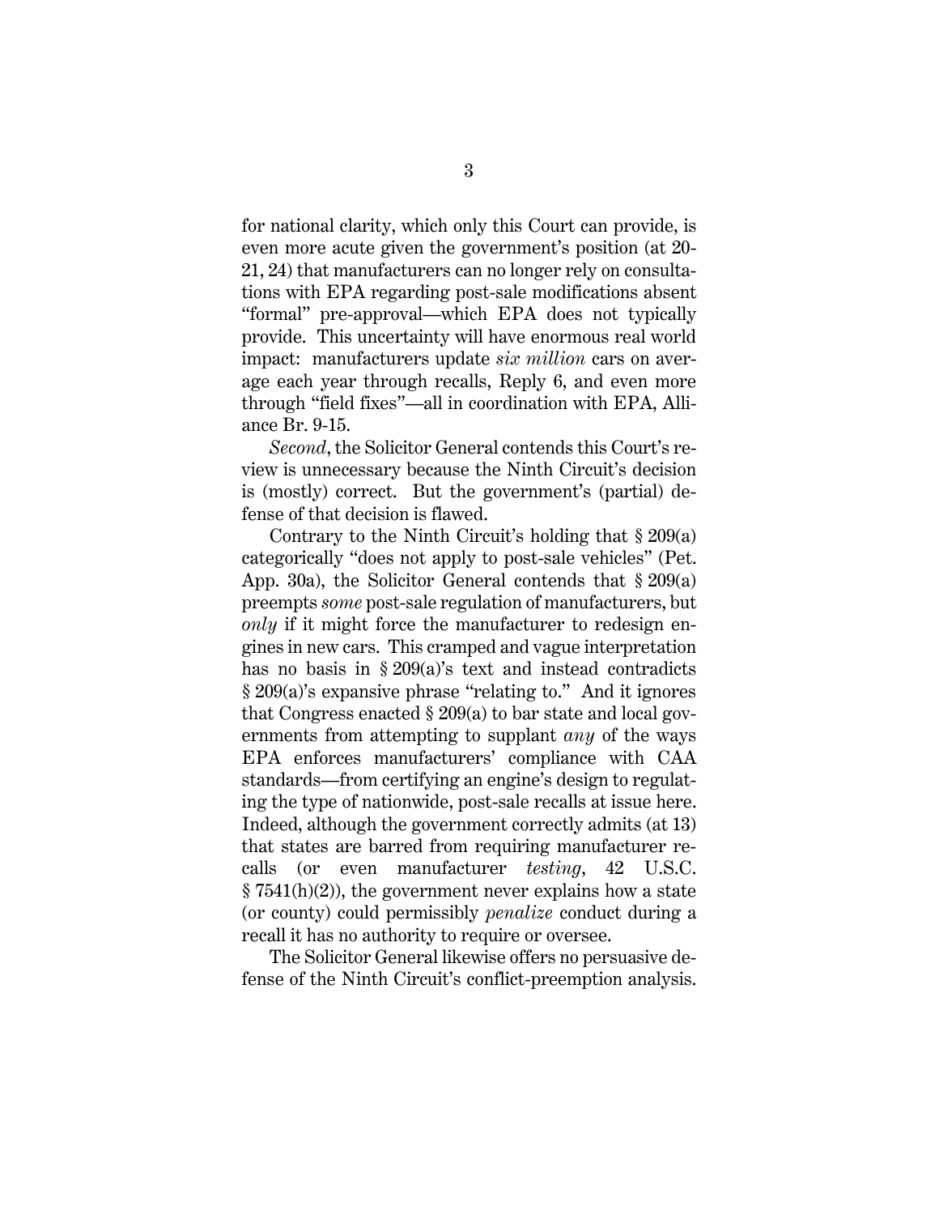for national clarity, which only this Court can provide, is even more acute given the government's position (at 20-21, 24) that manufacturers can no longer rely on consultations with EPA regarding post-sale modifications absent "formal" pre-approval—which EPA does not typically provide. This uncertainty will have enormous real world impact: manufacturers update *six million* cars on average each year through recalls, Reply 6, and even more through "field fixes"—all in coordination with EPA, Alliance Br. 9-15.

*Second*, the Solicitor General contends this Court's review is unnecessary because the Ninth Circuit's decision is (mostly) correct. But the government's (partial) defense of that decision is flawed.

Contrary to the Ninth Circuit's holding that § 209(a) categorically "does not apply to post-sale vehicles" (Pet. App. 30a), the Solicitor General contends that § 209(a) preempts *some* post-sale regulation of manufacturers, but *only* if it might force the manufacturer to redesign engines in new cars. This cramped and vague interpretation has no basis in § 209(a)'s text and instead contradicts § 209(a)'s expansive phrase "relating to." And it ignores that Congress enacted § 209(a) to bar state and local governments from attempting to supplant *any* of the ways EPA enforces manufacturers' compliance with CAA standards—from certifying an engine's design to regulating the type of nationwide, post-sale recalls at issue here. Indeed, although the government correctly admits (at 13) that states are barred from requiring manufacturer recalls (or even manufacturer *testing*, 42 U.S.C. § 7541(h)(2)), the government never explains how a state (or county) could permissibly *penalize* conduct during a recall it has no authority to require or oversee.

The Solicitor General likewise offers no persuasive defense of the Ninth Circuit's conflict-preemption analysis.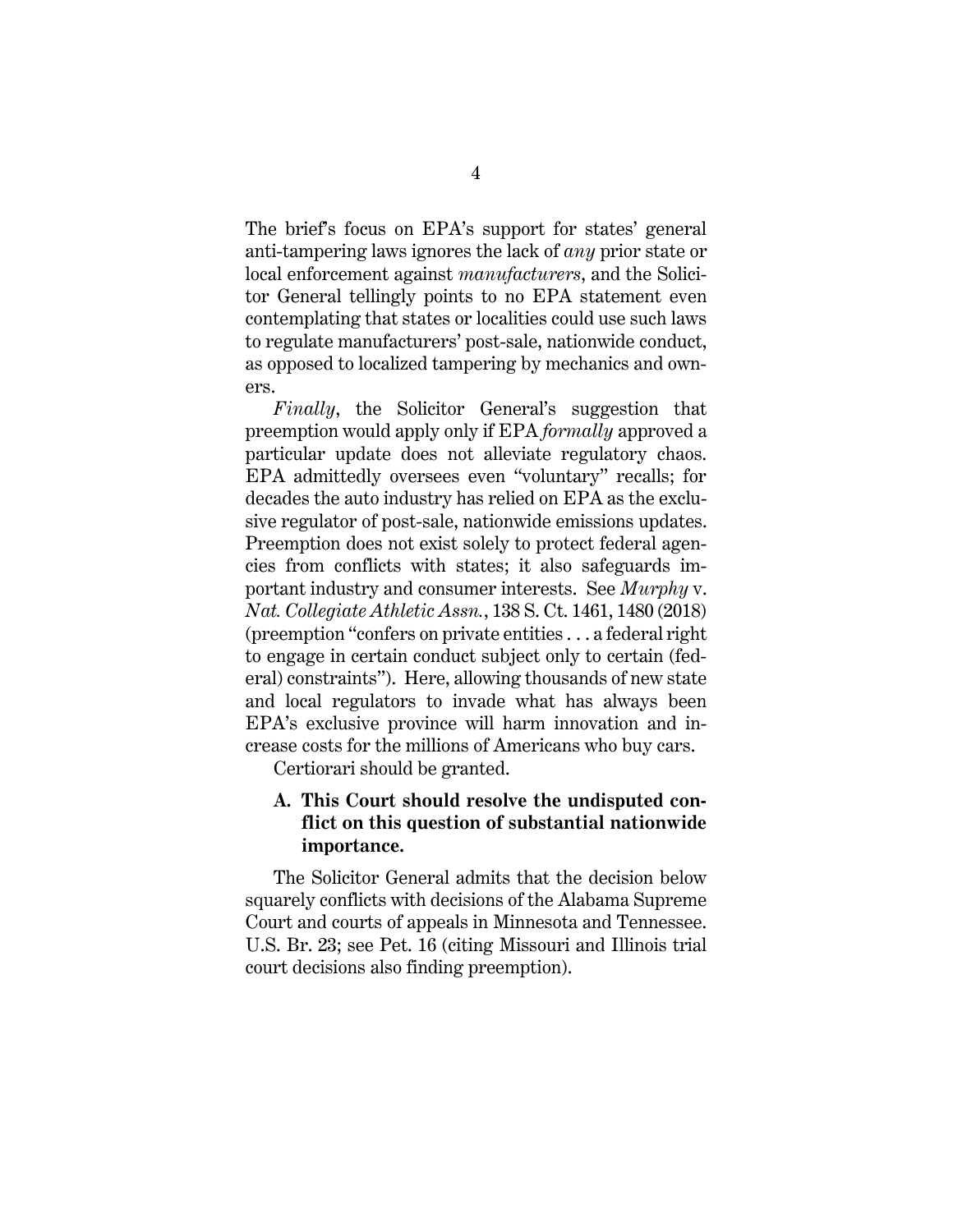The brief's focus on EPA's support for states' general anti-tampering laws ignores the lack of *any* prior state or local enforcement against *manufacturers*, and the Solicitor General tellingly points to no EPA statement even contemplating that states or localities could use such laws to regulate manufacturers' post-sale, nationwide conduct, as opposed to localized tampering by mechanics and owners.

*Finally*, the Solicitor General's suggestion that preemption would apply only if EPA *formally* approved a particular update does not alleviate regulatory chaos. EPA admittedly oversees even "voluntary" recalls; for decades the auto industry has relied on EPA as the exclusive regulator of post-sale, nationwide emissions updates. Preemption does not exist solely to protect federal agencies from conflicts with states; it also safeguards important industry and consumer interests. See *Murphy* v. *Nat. Collegiate Athletic Assn.*, 138 S. Ct. 1461, 1480 (2018) (preemption "confers on private entities . . . a federal right to engage in certain conduct subject only to certain (federal) constraints"). Here, allowing thousands of new state and local regulators to invade what has always been EPA's exclusive province will harm innovation and increase costs for the millions of Americans who buy cars.

Certiorari should be granted.

### A. This Court should resolve the undisputed conflict on this question of substantial nationwide importance.

The Solicitor General admits that the decision below squarely conflicts with decisions of the Alabama Supreme Court and courts of appeals in Minnesota and Tennessee. U.S. Br. 23; see Pet. 16 (citing Missouri and Illinois trial court decisions also finding preemption).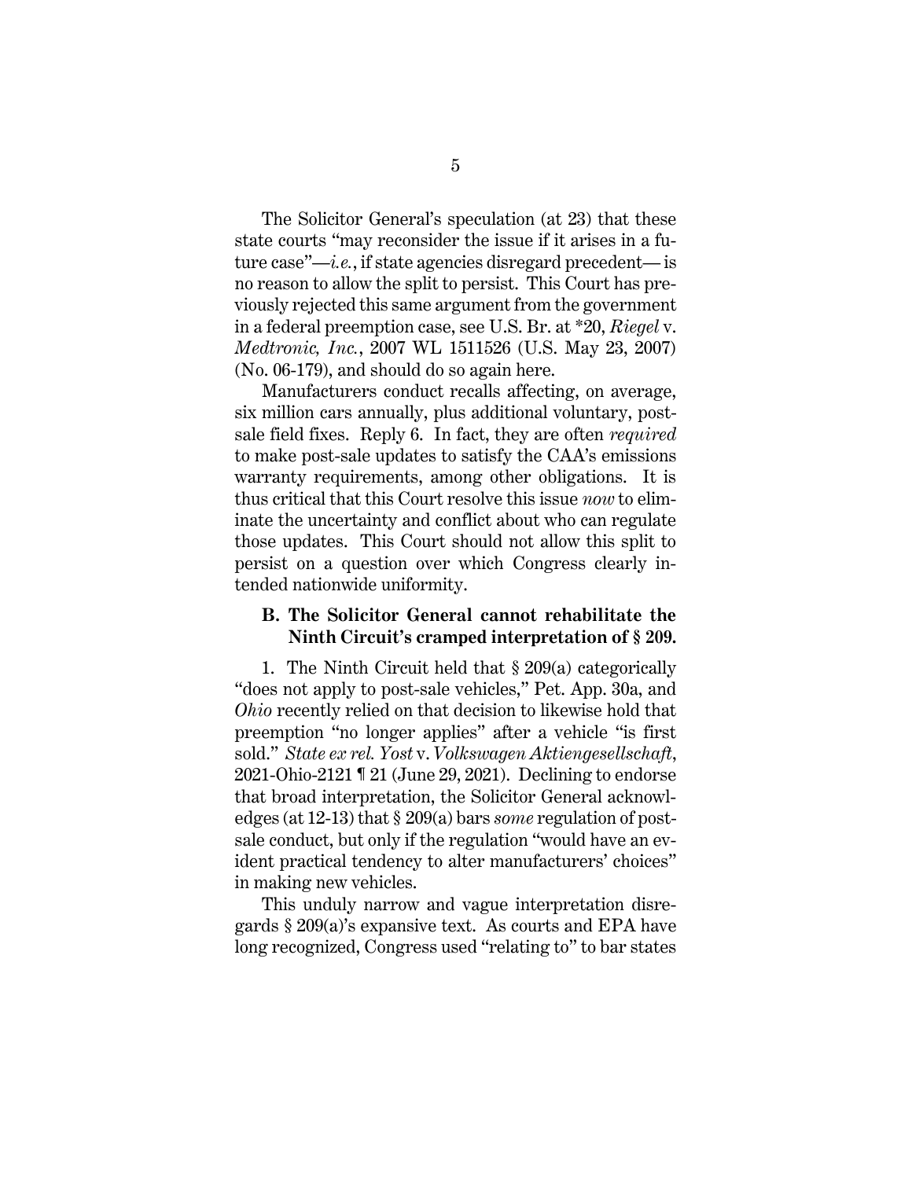The Solicitor General's speculation (at 23) that these state courts "may reconsider the issue if it arises in a future case"—*i.e.*, if state agencies disregard precedent— is no reason to allow the split to persist. This Court has previously rejected this same argument from the government in a federal preemption case, see U.S. Br. at *20, *Riegel* v. *Medtronic, Inc.*, 2007 WL 1511526 (U.S. May 23, 2007) (No. 06-179), and should do so again here.

Manufacturers conduct recalls affecting, on average, six million cars annually, plus additional voluntary, post-sale field fixes. Reply 6. In fact, they are often *required* to make post-sale updates to satisfy the CAA's emissions warranty requirements, among other obligations. It is thus critical that this Court resolve this issue *now* to eliminate the uncertainty and conflict about who can regulate those updates. This Court should not allow this split to persist on a question over which Congress clearly intended nationwide uniformity.

### B. The Solicitor General cannot rehabilitate the Ninth Circuit's cramped interpretation of § 209.

1. The Ninth Circuit held that § 209(a) categorically "does not apply to post-sale vehicles," Pet. App. 30a, and *Ohio* recently relied on that decision to likewise hold that preemption "no longer applies" after a vehicle "is first sold." *State ex rel. Yost* v. *Volkswagen Aktiengesellschaft*, 2021-Ohio-2121 ¶ 21 (June 29, 2021). Declining to endorse that broad interpretation, the Solicitor General acknowledges (at 12-13) that § 209(a) bars *some* regulation of post-sale conduct, but only if the regulation "would have an evident practical tendency to alter manufacturers' choices" in making new vehicles.

This unduly narrow and vague interpretation disregards § 209(a)'s expansive text. As courts and EPA have long recognized, Congress used "relating to" to bar states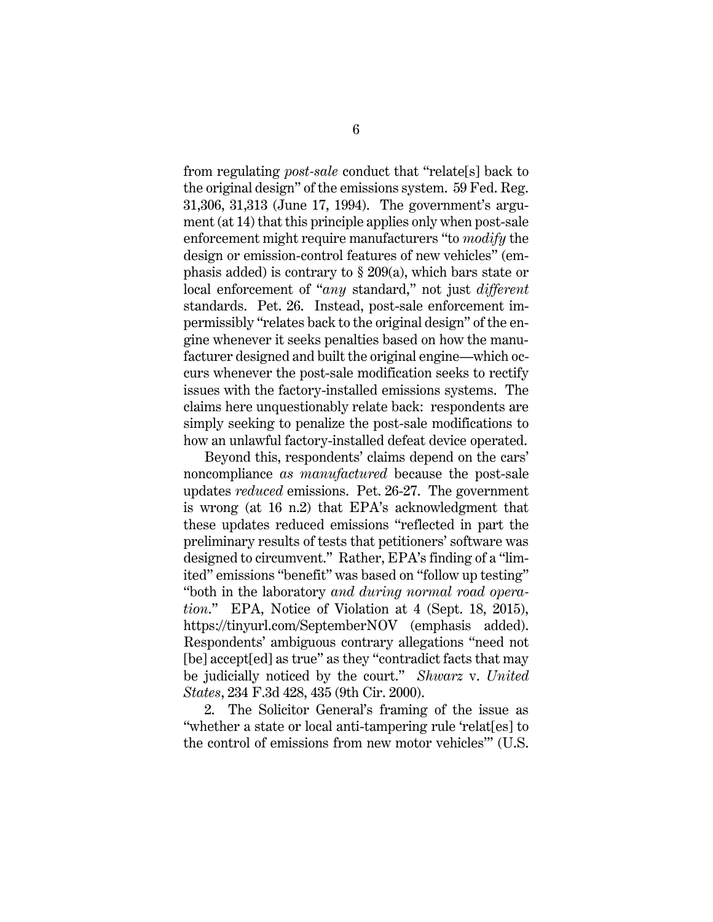from regulating *post-sale* conduct that "relate[s] back to the original design" of the emissions system. 59 Fed. Reg. 31,306, 31,313 (June 17, 1994). The government's argument (at 14) that this principle applies only when post-sale enforcement might require manufacturers "to *modify* the design or emission-control features of new vehicles" (emphasis added) is contrary to § 209(a), which bars state or local enforcement of "*any* standard," not just *different* standards. Pet. 26. Instead, post-sale enforcement impermissibly "relates back to the original design" of the engine whenever it seeks penalties based on how the manufacturer designed and built the original engine—which occurs whenever the post-sale modification seeks to rectify issues with the factory-installed emissions systems. The claims here unquestionably relate back: respondents are simply seeking to penalize the post-sale modifications to how an unlawful factory-installed defeat device operated.

Beyond this, respondents' claims depend on the cars' noncompliance *as manufactured* because the post-sale updates *reduced* emissions. Pet. 26-27. The government is wrong (at 16 n.2) that EPA's acknowledgment that these updates reduced emissions "reflected in part the preliminary results of tests that petitioners' software was designed to circumvent." Rather, EPA's finding of a "limited" emissions "benefit" was based on "follow up testing" "both in the laboratory *and during normal road operation*." EPA, Notice of Violation at 4 (Sept. 18, 2015), https://tinyurl.com/SeptemberNOV (emphasis added). Respondents' ambiguous contrary allegations "need not [be] accept[ed] as true" as they "contradict facts that may be judicially noticed by the court." *Shwarz* v. *United States*, 234 F.3d 428, 435 (9th Cir. 2000).

2. The Solicitor General's framing of the issue as "whether a state or local anti-tampering rule 'relat[es] to the control of emissions from new motor vehicles'" (U.S.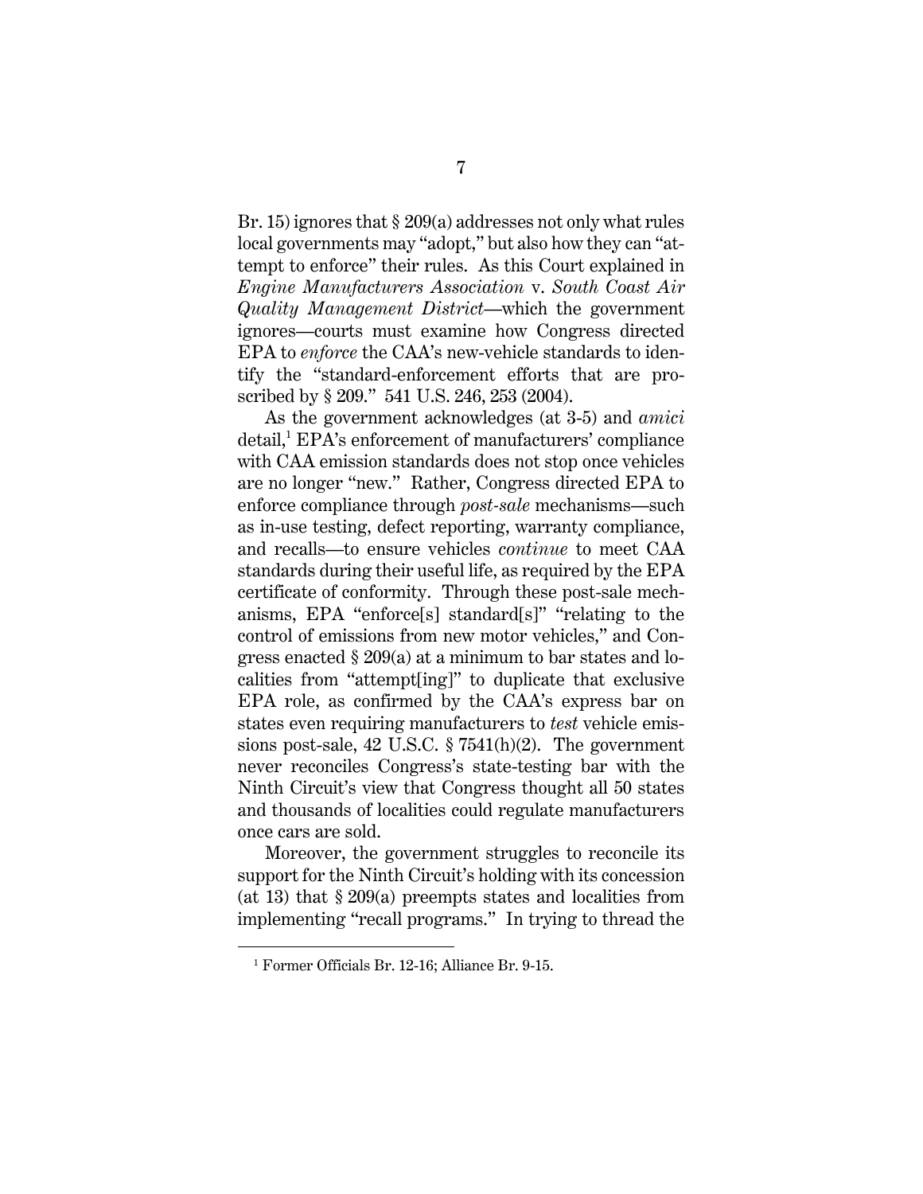Br. 15) ignores that § 209(a) addresses not only what rules local governments may "adopt," but also how they can "attempt to enforce" their rules. As this Court explained in *Engine Manufacturers Association* v. *South Coast Air Quality Management District*—which the government ignores—courts must examine how Congress directed EPA to *enforce* the CAA's new-vehicle standards to identify the "standard-enforcement efforts that are proscribed by § 209." 541 U.S. 246, 253 (2004).

As the government acknowledges (at 3-5) and *amici* detail,[1] EPA's enforcement of manufacturers' compliance with CAA emission standards does not stop once vehicles are no longer "new." Rather, Congress directed EPA to enforce compliance through *post-sale* mechanisms—such as in-use testing, defect reporting, warranty compliance, and recalls—to ensure vehicles *continue* to meet CAA standards during their useful life, as required by the EPA certificate of conformity. Through these post-sale mechanisms, EPA "enforce[s] standard[s]" "relating to the control of emissions from new motor vehicles," and Congress enacted § 209(a) at a minimum to bar states and localities from "attempt[ing]" to duplicate that exclusive EPA role, as confirmed by the CAA's express bar on states even requiring manufacturers to *test* vehicle emissions post-sale, 42 U.S.C. § 7541(h)(2). The government never reconciles Congress's state-testing bar with the Ninth Circuit's view that Congress thought all 50 states and thousands of localities could regulate manufacturers once cars are sold.

Moreover, the government struggles to reconcile its support for the Ninth Circuit's holding with its concession (at 13) that § 209(a) preempts states and localities from implementing "recall programs." In trying to thread the

[1] Former Officials Br. 12-16; Alliance Br. 9-15.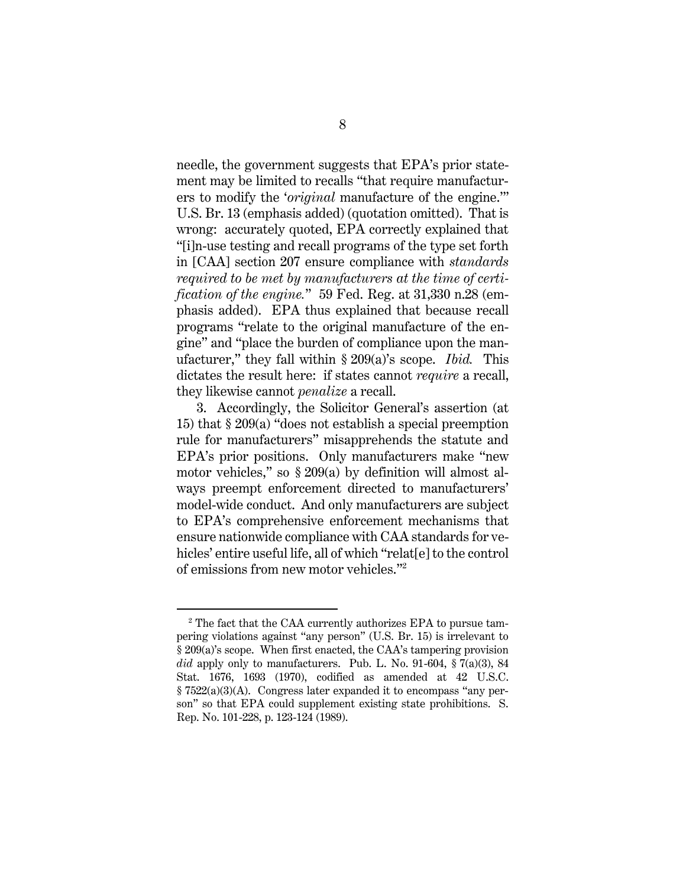needle, the government suggests that EPA's prior statement may be limited to recalls "that require manufacturers to modify the '*original* manufacture of the engine.'" U.S. Br. 13 (emphasis added) (quotation omitted). That is wrong: accurately quoted, EPA correctly explained that "[i]n-use testing and recall programs of the type set forth in [CAA] section 207 ensure compliance with *standards required to be met by manufacturers at the time of certification of the engine.*" 59 Fed. Reg. at 31,330 n.28 (emphasis added). EPA thus explained that because recall programs "relate to the original manufacture of the engine" and "place the burden of compliance upon the manufacturer," they fall within § 209(a)'s scope. *Ibid.* This dictates the result here: if states cannot *require* a recall, they likewise cannot *penalize* a recall.

3. Accordingly, the Solicitor General's assertion (at 15) that § 209(a) "does not establish a special preemption rule for manufacturers" misapprehends the statute and EPA's prior positions. Only manufacturers make "new motor vehicles," so § 209(a) by definition will almost always preempt enforcement directed to manufacturers' model-wide conduct. And only manufacturers are subject to EPA's comprehensive enforcement mechanisms that ensure nationwide compliance with CAA standards for vehicles' entire useful life, all of which "relat[e] to the control of emissions from new motor vehicles."[2]

[2] The fact that the CAA currently authorizes EPA to pursue tampering violations against "any person" (U.S. Br. 15) is irrelevant to § 209(a)'s scope. When first enacted, the CAA's tampering provision *did* apply only to manufacturers. Pub. L. No. 91-604, § 7(a)(3), 84 Stat. 1676, 1693 (1970), codified as amended at 42 U.S.C. § 7522(a)(3)(A). Congress later expanded it to encompass "any person" so that EPA could supplement existing state prohibitions. S. Rep. No. 101-228, p. 123-124 (1989).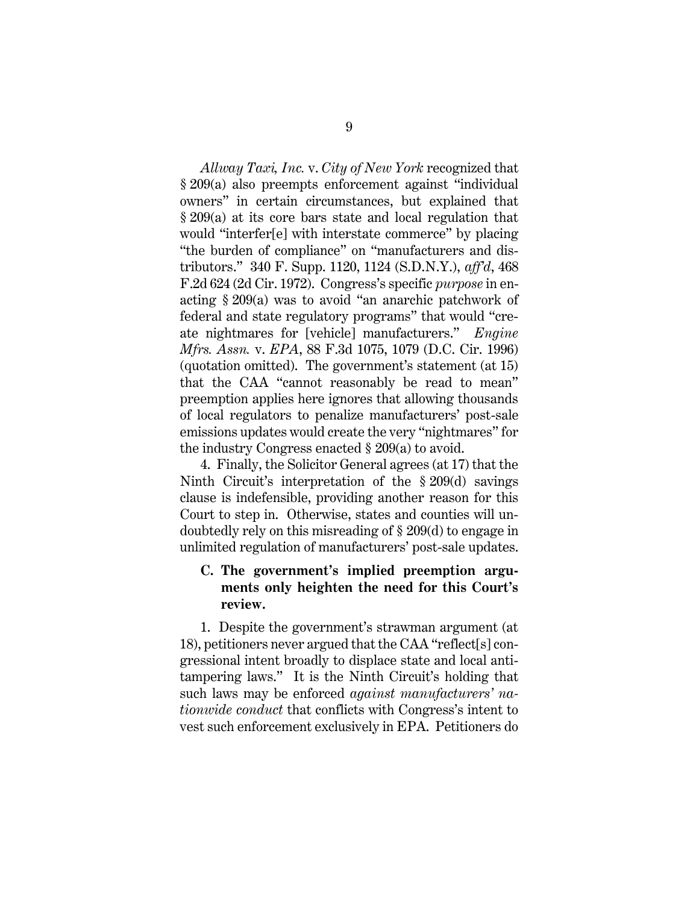*Allway Taxi, Inc.* v. *City of New York* recognized that § 209(a) also preempts enforcement against "individual owners" in certain circumstances, but explained that § 209(a) at its core bars state and local regulation that would "interfer[e] with interstate commerce" by placing "the burden of compliance" on "manufacturers and distributors." 340 F. Supp. 1120, 1124 (S.D.N.Y.), *aff'd*, 468 F.2d 624 (2d Cir. 1972). Congress's specific *purpose* in enacting § 209(a) was to avoid "an anarchic patchwork of federal and state regulatory programs" that would "create nightmares for [vehicle] manufacturers." *Engine Mfrs. Assn.* v. *EPA*, 88 F.3d 1075, 1079 (D.C. Cir. 1996) (quotation omitted). The government's statement (at 15) that the CAA "cannot reasonably be read to mean" preemption applies here ignores that allowing thousands of local regulators to penalize manufacturers' post-sale emissions updates would create the very "nightmares" for the industry Congress enacted § 209(a) to avoid.

4. Finally, the Solicitor General agrees (at 17) that the Ninth Circuit's interpretation of the § 209(d) savings clause is indefensible, providing another reason for this Court to step in. Otherwise, states and counties will undoubtedly rely on this misreading of § 209(d) to engage in unlimited regulation of manufacturers' post-sale updates.

### C. The government's implied preemption arguments only heighten the need for this Court's review.

1. Despite the government's strawman argument (at 18), petitioners never argued that the CAA "reflect[s] congressional intent broadly to displace state and local anti-tampering laws." It is the Ninth Circuit's holding that such laws may be enforced *against manufacturers' nationwide conduct* that conflicts with Congress's intent to vest such enforcement exclusively in EPA. Petitioners do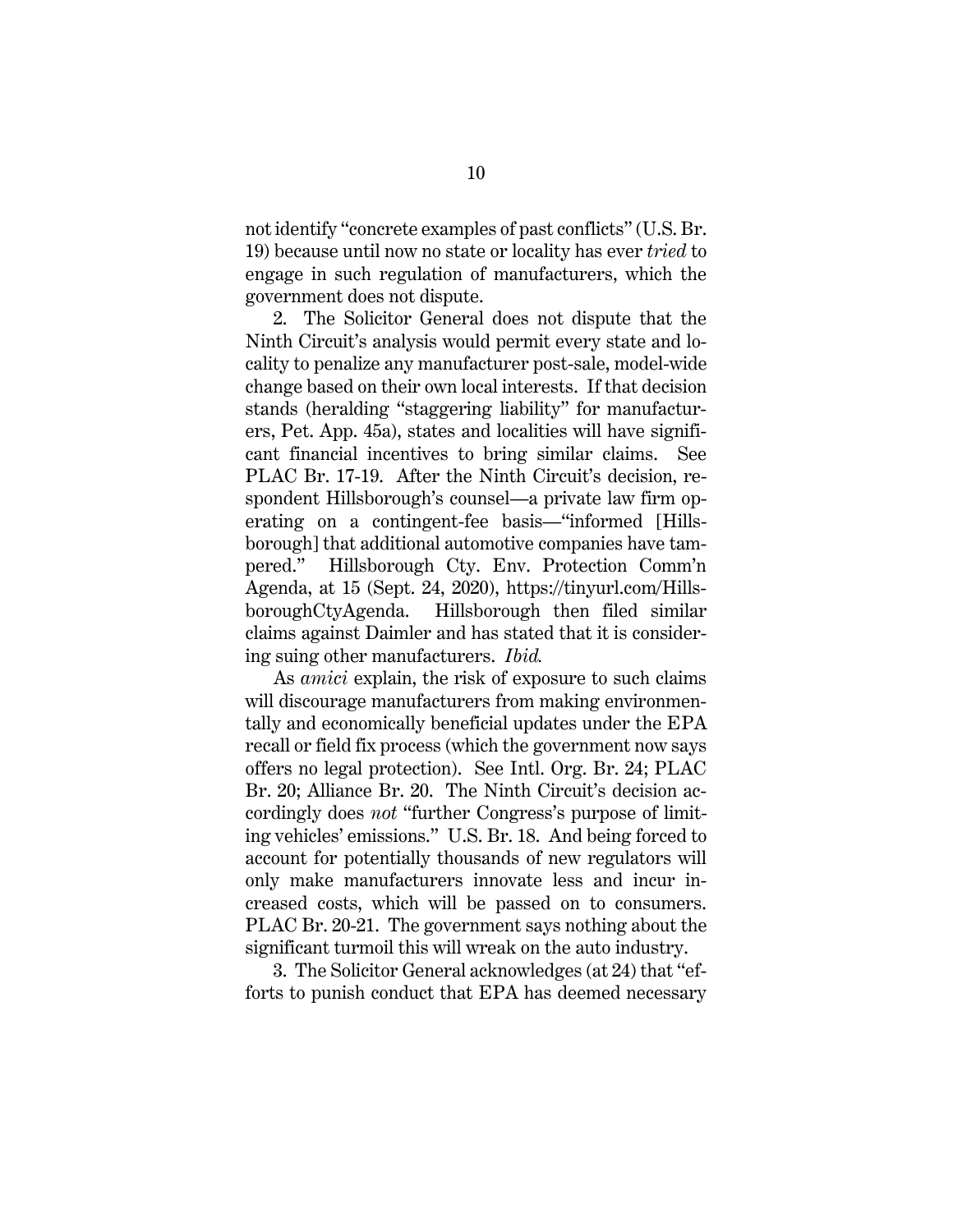not identify "concrete examples of past conflicts" (U.S. Br. 19) because until now no state or locality has ever *tried* to engage in such regulation of manufacturers, which the government does not dispute.

2. The Solicitor General does not dispute that the Ninth Circuit's analysis would permit every state and locality to penalize any manufacturer post-sale, model-wide change based on their own local interests. If that decision stands (heralding "staggering liability" for manufacturers, Pet. App. 45a), states and localities will have significant financial incentives to bring similar claims. See PLAC Br. 17-19. After the Ninth Circuit's decision, respondent Hillsborough's counsel—a private law firm operating on a contingent-fee basis—"informed [Hillsborough] that additional automotive companies have tampered." Hillsborough Cty. Env. Protection Comm'n Agenda, at 15 (Sept. 24, 2020), https://tinyurl.com/HillsboroughCtyAgenda. Hillsborough then filed similar claims against Daimler and has stated that it is considering suing other manufacturers. *Ibid.*

As *amici* explain, the risk of exposure to such claims will discourage manufacturers from making environmentally and economically beneficial updates under the EPA recall or field fix process (which the government now says offers no legal protection). See Intl. Org. Br. 24; PLAC Br. 20; Alliance Br. 20. The Ninth Circuit's decision accordingly does *not* "further Congress's purpose of limiting vehicles' emissions." U.S. Br. 18. And being forced to account for potentially thousands of new regulators will only make manufacturers innovate less and incur increased costs, which will be passed on to consumers. PLAC Br. 20-21. The government says nothing about the significant turmoil this will wreak on the auto industry.

3. The Solicitor General acknowledges (at 24) that "efforts to punish conduct that EPA has deemed necessary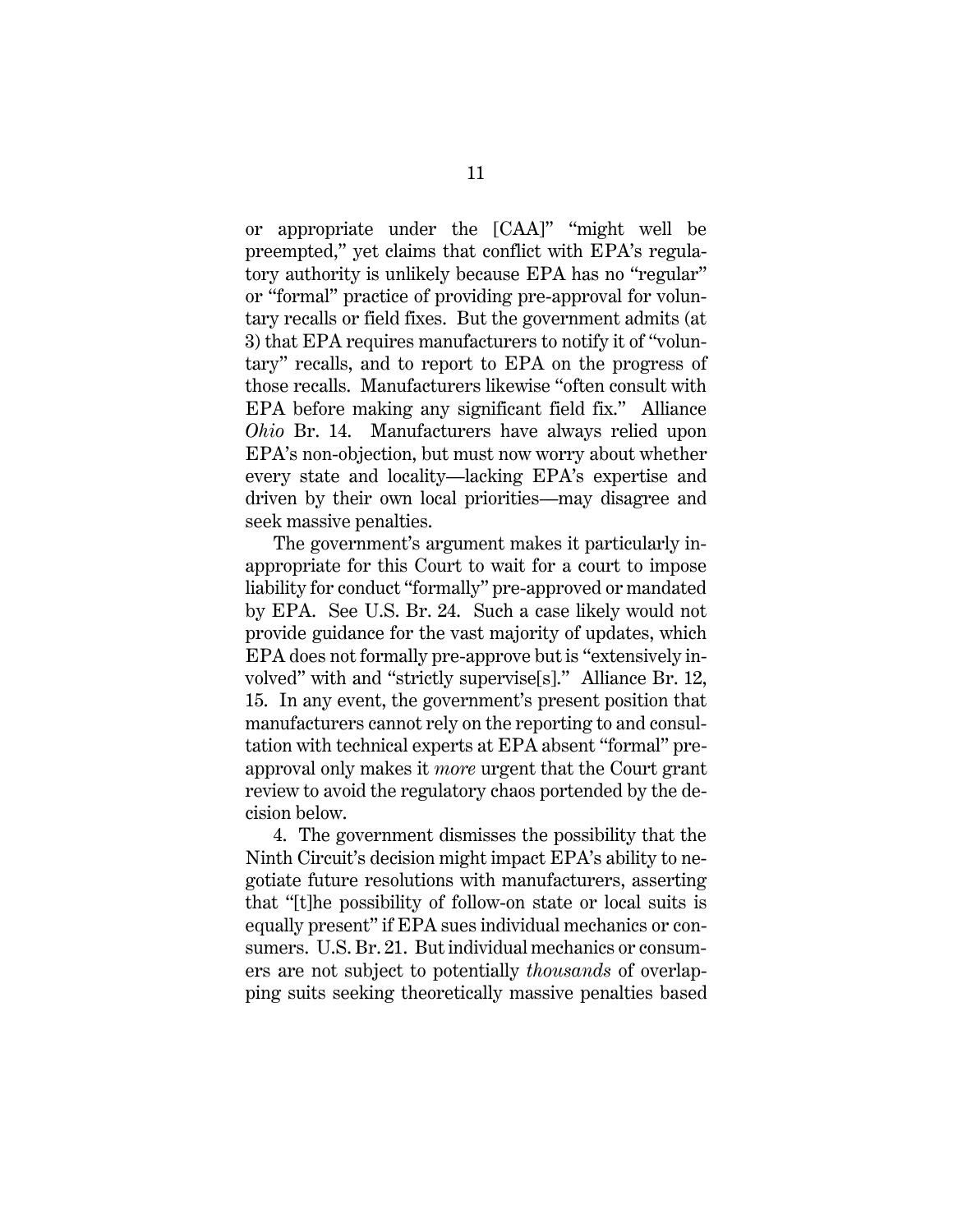or appropriate under the [CAA]" "might well be preempted," yet claims that conflict with EPA's regulatory authority is unlikely because EPA has no "regular" or "formal" practice of providing pre-approval for voluntary recalls or field fixes. But the government admits (at 3) that EPA requires manufacturers to notify it of "voluntary" recalls, and to report to EPA on the progress of those recalls. Manufacturers likewise "often consult with EPA before making any significant field fix." Alliance *Ohio* Br. 14. Manufacturers have always relied upon EPA's non-objection, but must now worry about whether every state and locality—lacking EPA's expertise and driven by their own local priorities—may disagree and seek massive penalties.

The government's argument makes it particularly inappropriate for this Court to wait for a court to impose liability for conduct "formally" pre-approved or mandated by EPA. See U.S. Br. 24. Such a case likely would not provide guidance for the vast majority of updates, which EPA does not formally pre-approve but is "extensively involved" with and "strictly supervise[s]." Alliance Br. 12, 15. In any event, the government's present position that manufacturers cannot rely on the reporting to and consultation with technical experts at EPA absent "formal" pre-approval only makes it *more* urgent that the Court grant review to avoid the regulatory chaos portended by the decision below.

4. The government dismisses the possibility that the Ninth Circuit's decision might impact EPA's ability to negotiate future resolutions with manufacturers, asserting that "[t]he possibility of follow-on state or local suits is equally present" if EPA sues individual mechanics or consumers. U.S. Br. 21. But individual mechanics or consumers are not subject to potentially *thousands* of overlapping suits seeking theoretically massive penalties based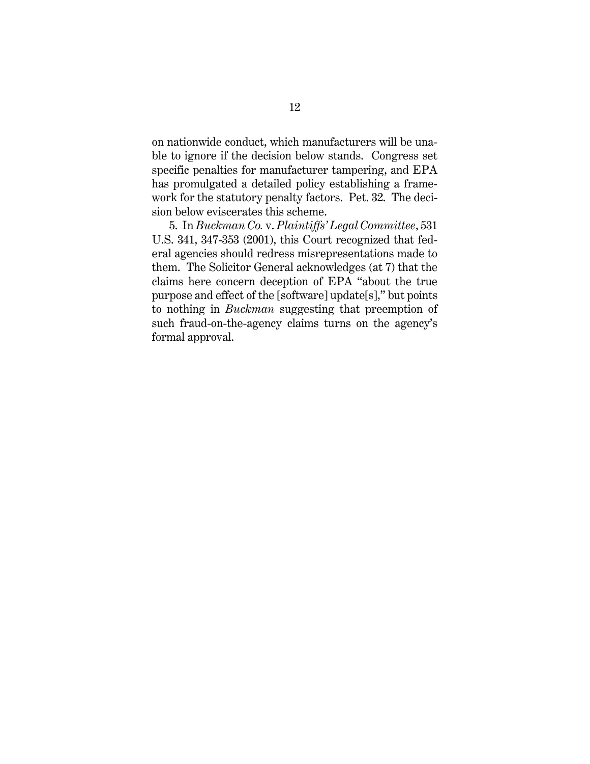on nationwide conduct, which manufacturers will be unable to ignore if the decision below stands. Congress set specific penalties for manufacturer tampering, and EPA has promulgated a detailed policy establishing a framework for the statutory penalty factors. Pet. 32. The decision below eviscerates this scheme.

5. In *Buckman Co.* v. *Plaintiffs' Legal Committee*, 531 U.S. 341, 347-353 (2001), this Court recognized that federal agencies should redress misrepresentations made to them. The Solicitor General acknowledges (at 7) that the claims here concern deception of EPA "about the true purpose and effect of the [software] update[s]," but points to nothing in *Buckman* suggesting that preemption of such fraud-on-the-agency claims turns on the agency's formal approval.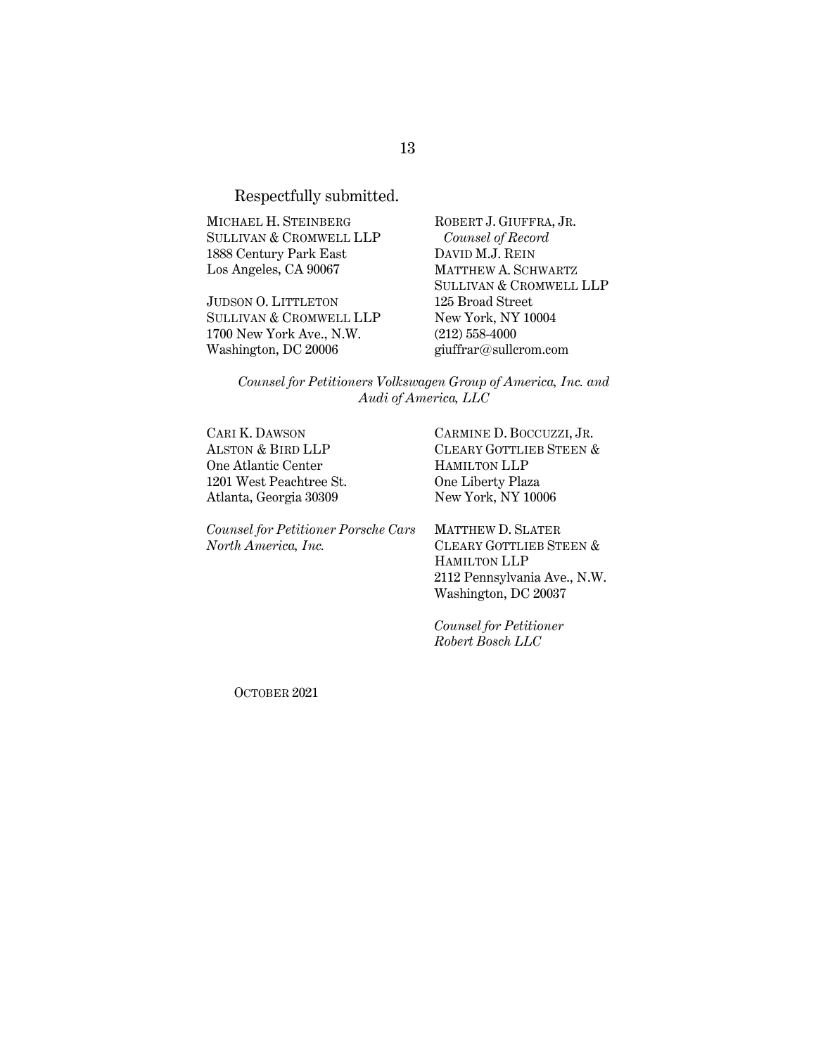Respectfully submitted.

MICHAEL H. STEINBERG
SULLIVAN & CROMWELL LLP
1888 Century Park East
Los Angeles, CA 90067

JUDSON O. LITTLETON
SULLIVAN & CROMWELL LLP
1700 New York Ave., N.W.
Washington, DC 20006

ROBERT J. GIUFFRA, JR.
*Counsel of Record*
DAVID M.J. REIN
MATTHEW A. SCHWARTZ
SULLIVAN & CROMWELL LLP
125 Broad Street
New York, NY 10004
(212) 558-4000
giuffrar@sullcrom.com

*Counsel for Petitioners Volkswagen Group of America, Inc. and Audi of America, LLC*

CARI K. DAWSON
ALSTON & BIRD LLP
One Atlantic Center
1201 West Peachtree St.
Atlanta, Georgia 30309

*Counsel for Petitioner Porsche Cars North America, Inc.*

CARMINE D. BOCCUZZI, JR.
CLEARY GOTTLIEB STEEN & HAMILTON LLP
One Liberty Plaza
New York, NY 10006

MATTHEW D. SLATER
CLEARY GOTTLIEB STEEN & HAMILTON LLP
2112 Pennsylvania Ave., N.W.
Washington, DC 20037

*Counsel for Petitioner Robert Bosch LLC*

OCTOBER 2021